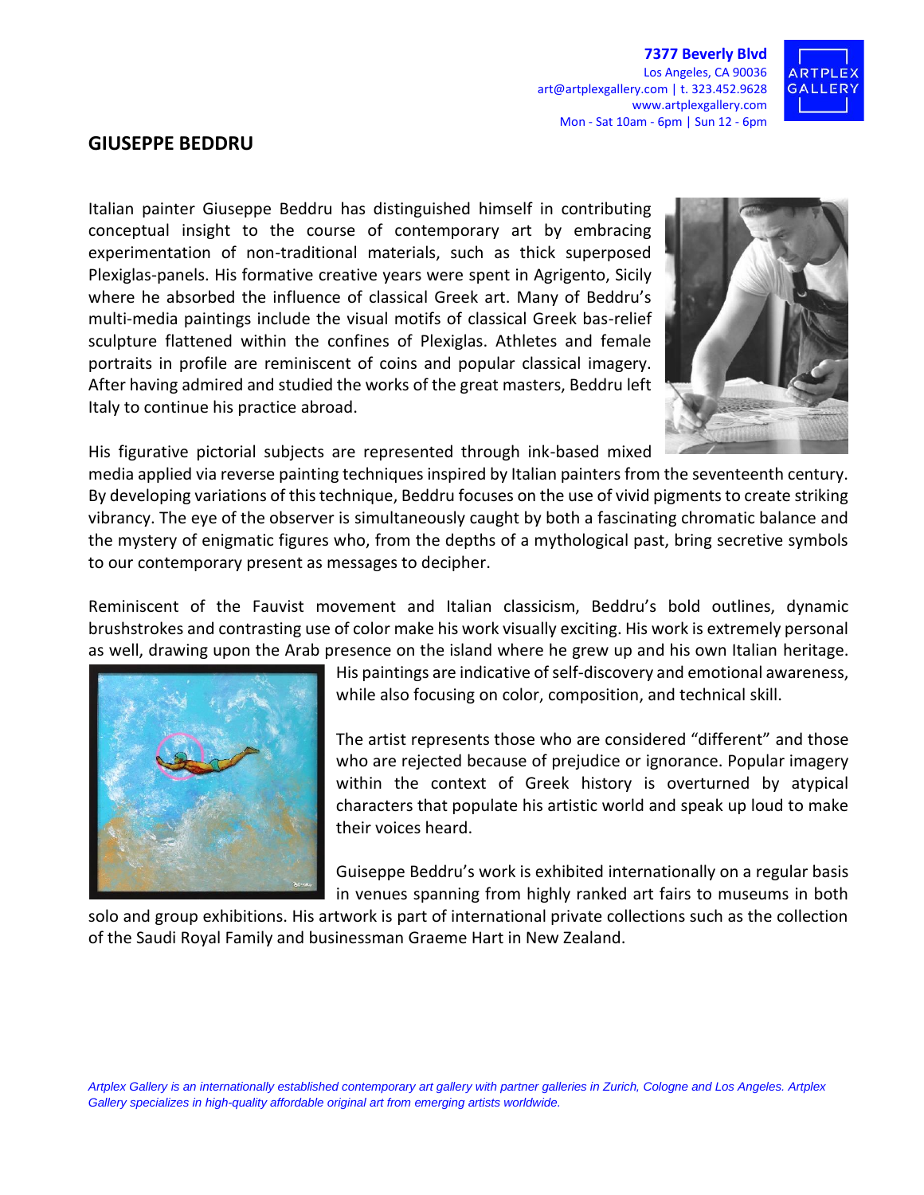**7377 Beverly Blvd**
Los Angeles, CA 90036
art@artplexgallery.com | t. 323.452.9628
www.artplexgallery.com
Mon - Sat 10am - 6pm | Sun 12 - 6pm

# GIUSEPPE BEDDRU

Italian painter Giuseppe Beddru has distinguished himself in contributing conceptual insight to the course of contemporary art by embracing experimentation of non-traditional materials, such as thick superposed Plexiglas-panels. His formative creative years were spent in Agrigento, Sicily where he absorbed the influence of classical Greek art. Many of Beddru's multi-media paintings include the visual motifs of classical Greek bas-relief sculpture flattened within the confines of Plexiglas. Athletes and female portraits in profile are reminiscent of coins and popular classical imagery. After having admired and studied the works of the great masters, Beddru left Italy to continue his practice abroad.

His figurative pictorial subjects are represented through ink-based mixed media applied via reverse painting techniques inspired by Italian painters from the seventeenth century. By developing variations of this technique, Beddru focuses on the use of vivid pigments to create striking vibrancy. The eye of the observer is simultaneously caught by both a fascinating chromatic balance and the mystery of enigmatic figures who, from the depths of a mythological past, bring secretive symbols to our contemporary present as messages to decipher.

Reminiscent of the Fauvist movement and Italian classicism, Beddru's bold outlines, dynamic brushstrokes and contrasting use of color make his work visually exciting. His work is extremely personal as well, drawing upon the Arab presence on the island where he grew up and his own Italian heritage. His paintings are indicative of self-discovery and emotional awareness, while also focusing on color, composition, and technical skill.

The artist represents those who are considered "different" and those who are rejected because of prejudice or ignorance. Popular imagery within the context of Greek history is overturned by atypical characters that populate his artistic world and speak up loud to make their voices heard.

Guiseppe Beddru's work is exhibited internationally on a regular basis in venues spanning from highly ranked art fairs to museums in both solo and group exhibitions. His artwork is part of international private collections such as the collection of the Saudi Royal Family and businessman Graeme Hart in New Zealand.

*Artplex Gallery is an internationally established contemporary art gallery with partner galleries in Zurich, Cologne and Los Angeles. Artplex Gallery specializes in high-quality affordable original art from emerging artists worldwide.*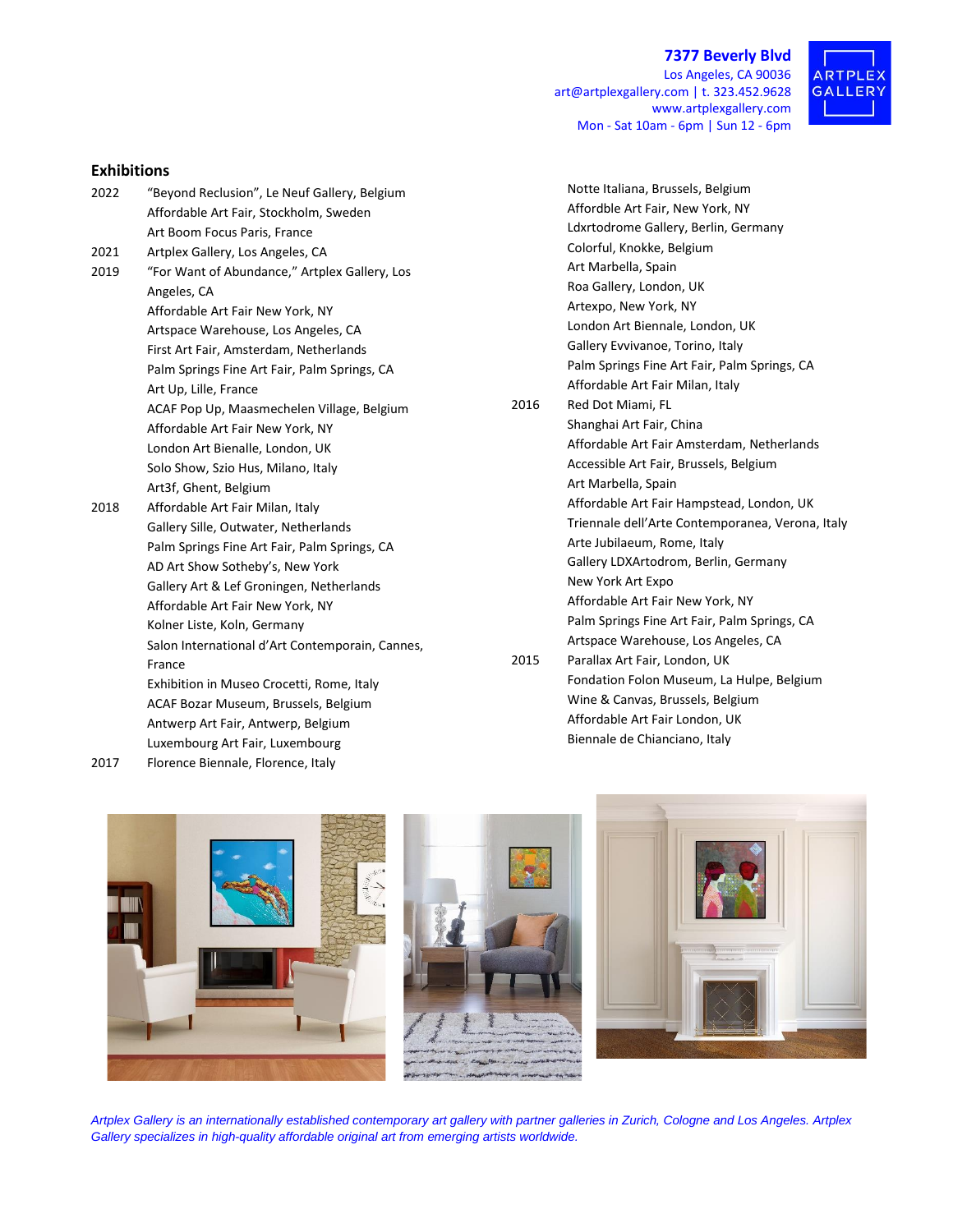**7377 Beverly Blvd**
Los Angeles, CA 90036
art@artplexgallery.com | t. 323.452.9628
www.artplexgallery.com
Mon - Sat 10am - 6pm | Sun 12 - 6pm

ARTPLEX GALLERY

## Exhibitions

**2022**
- "Beyond Reclusion", Le Neuf Gallery, Belgium
- Affordable Art Fair, Stockholm, Sweden
- Art Boom Focus Paris, France

**2021**
- Artplex Gallery, Los Angeles, CA

**2019**
- "For Want of Abundance," Artplex Gallery, Los Angeles, CA
- Affordable Art Fair New York, NY
- Artspace Warehouse, Los Angeles, CA
- First Art Fair, Amsterdam, Netherlands
- Palm Springs Fine Art Fair, Palm Springs, CA
- Art Up, Lille, France
- ACAF Pop Up, Maasmechelen Village, Belgium
- Affordable Art Fair New York, NY
- London Art Bienalle, London, UK
- Solo Show, Szio Hus, Milano, Italy
- Art3f, Ghent, Belgium

**2018**
- Affordable Art Fair Milan, Italy
- Gallery Sille, Outwater, Netherlands
- Palm Springs Fine Art Fair, Palm Springs, CA
- AD Art Show Sotheby's, New York
- Gallery Art & Lef Groningen, Netherlands
- Affordable Art Fair New York, NY
- Kolner Liste, Koln, Germany
- Salon International d'Art Contemporain, Cannes, France
- Exhibition in Museo Crocetti, Rome, Italy
- ACAF Bozar Museum, Brussels, Belgium
- Antwerp Art Fair, Antwerp, Belgium
- Luxembourg Art Fair, Luxembourg

**2017**
- Florence Biennale, Florence, Italy
- Notte Italiana, Brussels, Belgium
- Affordble Art Fair, New York, NY
- Ldxrtodrome Gallery, Berlin, Germany
- Colorful, Knokke, Belgium
- Art Marbella, Spain
- Roa Gallery, London, UK
- Artexpo, New York, NY
- London Art Biennale, London, UK
- Gallery Evvivanoe, Torino, Italy
- Palm Springs Fine Art Fair, Palm Springs, CA
- Affordable Art Fair Milan, Italy

**2016**
- Red Dot Miami, FL
- Shanghai Art Fair, China
- Affordable Art Fair Amsterdam, Netherlands
- Accessible Art Fair, Brussels, Belgium
- Art Marbella, Spain
- Affordable Art Fair Hampstead, London, UK
- Triennale dell'Arte Contemporanea, Verona, Italy
- Arte Jubilaeum, Rome, Italy
- Gallery LDXArtodrom, Berlin, Germany
- New York Art Expo
- Affordable Art Fair New York, NY
- Palm Springs Fine Art Fair, Palm Springs, CA
- Artspace Warehouse, Los Angeles, CA

**2015**
- Parallax Art Fair, London, UK
- Fondation Folon Museum, La Hulpe, Belgium
- Wine & Canvas, Brussels, Belgium
- Affordable Art Fair London, UK
- Biennale de Chianciano, Italy

*Artplex Gallery is an internationally established contemporary art gallery with partner galleries in Zurich, Cologne and Los Angeles. Artplex Gallery specializes in high-quality affordable original art from emerging artists worldwide.*